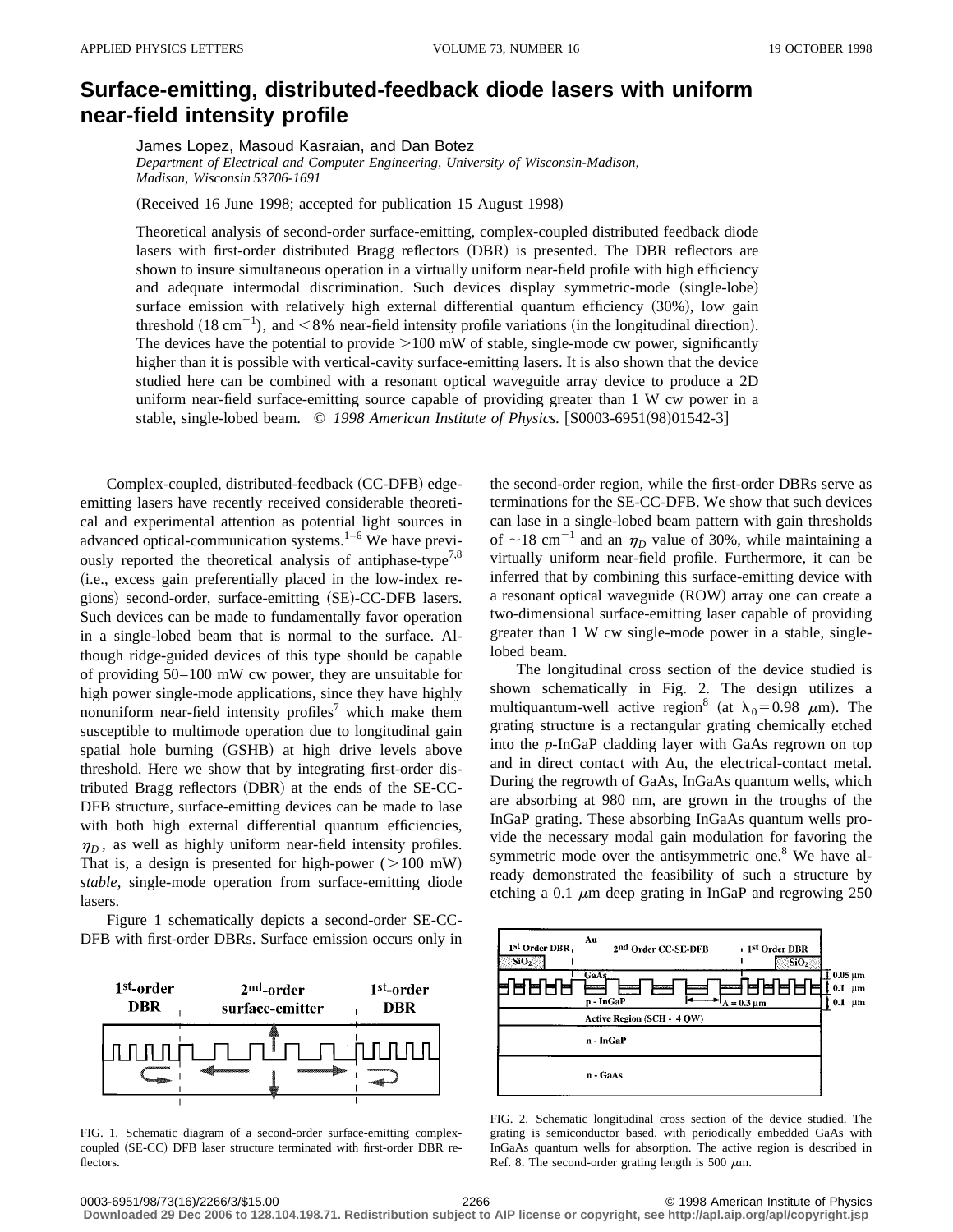# Surface-emitting, distributed-feedback diode lasers with uniform near-field intensity profile

James Lopez, Masoud Kasraian, and Dan Botez

*Department of Electrical and Computer Engineering, University of Wisconsin-Madison, Madison, Wisconsin 53706-1691*

(Received 16 June 1998; accepted for publication 15 August 1998)

Theoretical analysis of second-order surface-emitting, complex-coupled distributed feedback diode lasers with first-order distributed Bragg reflectors (DBR) is presented. The DBR reflectors are shown to insure simultaneous operation in a virtually uniform near-field profile with high efficiency and adequate intermodal discrimination. Such devices display symmetric-mode (single-lobe) surface emission with relatively high external differential quantum efficiency (30%), low gain threshold (18 cm$^{-1}$), and <8% near-field intensity profile variations (in the longitudinal direction). The devices have the potential to provide >100 mW of stable, single-mode cw power, significantly higher than it is possible with vertical-cavity surface-emitting lasers. It is also shown that the device studied here can be combined with a resonant optical waveguide array device to produce a 2D uniform near-field surface-emitting source capable of providing greater than 1 W cw power in a stable, single-lobed beam. © *1998 American Institute of Physics.* [S0003-6951(98)01542-3]

Complex-coupled, distributed-feedback (CC-DFB) edge-emitting lasers have recently received considerable theoretical and experimental attention as potential light sources in advanced optical-communication systems.[1–6] We have previously reported the theoretical analysis of antiphase-type[7,8] (i.e., excess gain preferentially placed in the low-index regions) second-order, surface-emitting (SE)-CC-DFB lasers. Such devices can be made to fundamentally favor operation in a single-lobed beam that is normal to the surface. Although ridge-guided devices of this type should be capable of providing 50–100 mW cw power, they are unsuitable for high power single-mode applications, since they have highly nonuniform near-field intensity profiles[7] which make them susceptible to multimode operation due to longitudinal gain spatial hole burning (GSHB) at high drive levels above threshold. Here we show that by integrating first-order distributed Bragg reflectors (DBR) at the ends of the SE-CC-DFB structure, surface-emitting devices can be made to lase with both high external differential quantum efficiencies, $\eta_D$, as well as highly uniform near-field intensity profiles. That is, a design is presented for high-power (>100 mW) *stable*, single-mode operation from surface-emitting diode lasers.

Figure 1 schematically depicts a second-order SE-CC-DFB with first-order DBRs. Surface emission occurs only in the second-order region, while the first-order DBRs serve as terminations for the SE-CC-DFB. We show that such devices can lase in a single-lobed beam pattern with gain thresholds of ~18 cm$^{-1}$ and an $\eta_D$ value of 30%, while maintaining a virtually uniform near-field profile. Furthermore, it can be inferred that by combining this surface-emitting device with a resonant optical waveguide (ROW) array one can create a two-dimensional surface-emitting laser capable of providing greater than 1 W cw single-mode power in a stable, single-lobed beam.

FIG. 1. Schematic diagram of a second-order surface-emitting complex-coupled (SE-CC) DFB laser structure terminated with first-order DBR reflectors.

The longitudinal cross section of the device studied is shown schematically in Fig. 2. The design utilizes a multiquantum-well active region[8] (at $\lambda_0 = 0.98$ $\mu$m). The grating structure is a rectangular grating chemically etched into the *p*-InGaP cladding layer with GaAs regrown on top and in direct contact with Au, the electrical-contact metal. During the regrowth of GaAs, InGaAs quantum wells, which are absorbing at 980 nm, are grown in the troughs of the InGaP grating. These absorbing InGaAs quantum wells provide the necessary modal gain modulation for favoring the symmetric mode over the antisymmetric one.[8] We have already demonstrated the feasibility of such a structure by etching a 0.1 $\mu$m deep grating in InGaP and regrowing 250

FIG. 2. Schematic longitudinal cross section of the device studied. The grating is semiconductor based, with periodically embedded GaAs with InGaAs quantum wells for absorption. The active region is described in Ref. 8. The second-order grating length is 500 $\mu$m.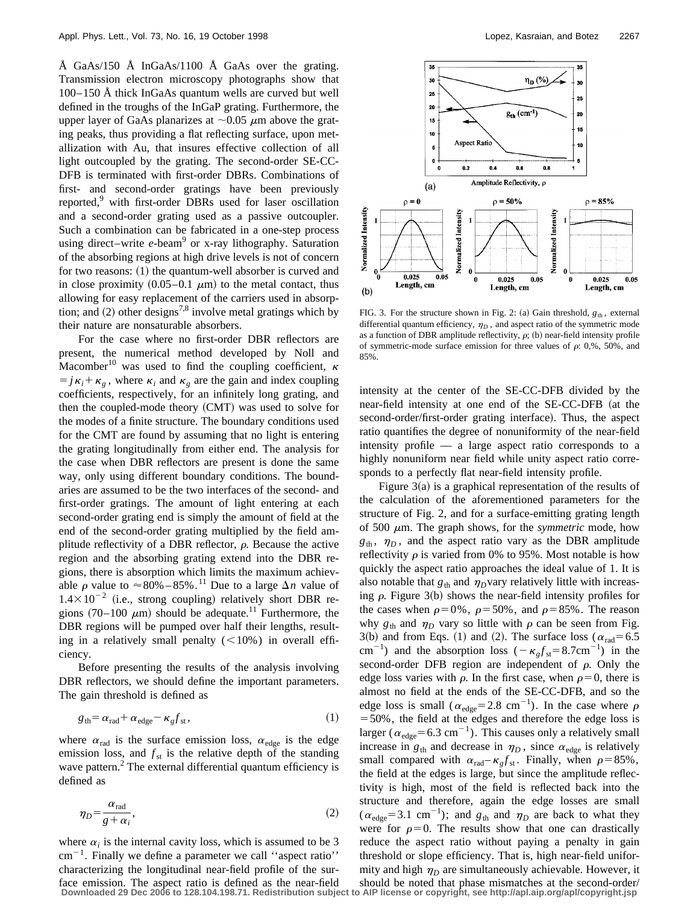Å GaAs/150 Å InGaAs/1100 Å GaAs over the grating. Transmission electron microscopy photographs show that 100–150 Å thick InGaAs quantum wells are curved but well defined in the troughs of the InGaP grating. Furthermore, the upper layer of GaAs planarizes at ~0.05 μm above the grating peaks, thus providing a flat reflecting surface, upon metallization with Au, that insures effective collection of all light outcoupled by the grating. The second-order SE-CC-DFB is terminated with first-order DBRs. Combinations of first- and second-order gratings have been previously reported,[9] with first-order DBRs used for laser oscillation and a second-order grating used as a passive outcoupler. Such a combination can be fabricated in a one-step process using direct–write *e*-beam[9] or x-ray lithography. Saturation of the absorbing regions at high drive levels is not of concern for two reasons: (1) the quantum-well absorber is curved and in close proximity (0.05–0.1 μm) to the metal contact, thus allowing for easy replacement of the carriers used in absorption; and (2) other designs[7,8] involve metal gratings which by their nature are nonsaturable absorbers.

For the case where no first-order DBR reflectors are present, the numerical method developed by Noll and Macomber[10] was used to find the coupling coefficient, $\kappa = j\kappa_i + \kappa_g$, where $\kappa_i$ and $\kappa_g$ are the gain and index coupling coefficients, respectively, for an infinitely long grating, and then the coupled-mode theory (CMT) was used to solve for the modes of a finite structure. The boundary conditions used for the CMT are found by assuming that no light is entering the grating longitudinally from either end. The analysis for the case when DBR reflectors are present is done the same way, only using different boundary conditions. The boundaries are assumed to be the two interfaces of the second- and first-order gratings. The amount of light entering at each second-order grating end is simply the amount of field at the end of the second-order grating multiplied by the field amplitude reflectivity of a DBR reflector, $\rho$. Because the active region and the absorbing grating extend into the DBR regions, there is absorption which limits the maximum achievable $\rho$ value to ≈80%–85%.[11] Due to a large $\Delta n$ value of $1.4\times10^{-2}$ (i.e., strong coupling) relatively short DBR regions (70–100 μm) should be adequate.[11] Furthermore, the DBR regions will be pumped over half their lengths, resulting in a relatively small penalty (<10%) in overall efficiency.

Before presenting the results of the analysis involving DBR reflectors, we should define the important parameters. The gain threshold is defined as

$$g_{\mathrm{th}} = \alpha_{\mathrm{rad}} + \alpha_{\mathrm{edge}} - \kappa_g f_{\mathrm{st}}, \tag{1}$$

where $\alpha_{\mathrm{rad}}$ is the surface emission loss, $\alpha_{\mathrm{edge}}$ is the edge emission loss, and $f_{\mathrm{st}}$ is the relative depth of the standing wave pattern.[2] The external differential quantum efficiency is defined as

$$\eta_D = \frac{\alpha_{\mathrm{rad}}}{g + \alpha_i}, \tag{2}$$

where $\alpha_i$ is the internal cavity loss, which is assumed to be 3 $\mathrm{cm}^{-1}$. Finally we define a parameter we call ''aspect ratio'' characterizing the longitudinal near-field profile of the surface emission. The aspect ratio is defined as the near-field intensity at the center of the SE-CC-DFB divided by the near-field intensity at one end of the SE-CC-DFB (at the second-order/first-order grating interface). Thus, the aspect ratio quantifies the degree of nonuniformity of the near-field intensity profile — a large aspect ratio corresponds to a highly nonuniform near field while unity aspect ratio corresponds to a perfectly flat near-field intensity profile.

FIG. 3. For the structure shown in Fig. 2: (a) Gain threshold, $g_{\mathrm{th}}$, external differential quantum efficiency, $\eta_D$, and aspect ratio of the symmetric mode as a function of DBR amplitude reflectivity, $\rho$; (b) near-field intensity profile of symmetric-mode surface emission for three values of $\rho$: 0,%, 50%, and 85%.

Figure 3(a) is a graphical representation of the results of the calculation of the aforementioned parameters for the structure of Fig. 2, and for a surface-emitting grating length of 500 μm. The graph shows, for the *symmetric* mode, how $g_{\mathrm{th}}$, $\eta_D$, and the aspect ratio vary as the DBR amplitude reflectivity $\rho$ is varied from 0% to 95%. Most notable is how quickly the aspect ratio approaches the ideal value of 1. It is also notable that $g_{\mathrm{th}}$ and $\eta_D$ vary relatively little with increasing $\rho$. Figure 3(b) shows the near-field intensity profiles for the cases when $\rho=0\%$, $\rho=50\%$, and $\rho=85\%$. The reason why $g_{\mathrm{th}}$ and $\eta_D$ vary so little with $\rho$ can be seen from Fig. 3(b) and from Eqs. (1) and (2). The surface loss ($\alpha_{\mathrm{rad}}=6.5$ $\mathrm{cm}^{-1}$) and the absorption loss ($-\kappa_g f_{\mathrm{st}}=8.7\mathrm{cm}^{-1}$) in the second-order DFB region are independent of $\rho$. Only the edge loss varies with $\rho$. In the first case, when $\rho=0$, there is almost no field at the ends of the SE-CC-DFB, and so the edge loss is small ($\alpha_{\mathrm{edge}}=2.8$ $\mathrm{cm}^{-1}$). In the case where $\rho=50\%$, the field at the edges and therefore the edge loss is larger ($\alpha_{\mathrm{edge}}=6.3$ $\mathrm{cm}^{-1}$). This causes only a relatively small increase in $g_{\mathrm{th}}$ and decrease in $\eta_D$, since $\alpha_{\mathrm{edge}}$ is relatively small compared with $\alpha_{\mathrm{rad}}-\kappa_g f_{\mathrm{st}}$. Finally, when $\rho=85\%$, the field at the edges is large, but since the amplitude reflectivity is high, most of the field is reflected back into the structure and therefore, again the edge losses are relatively small ($\alpha_{\mathrm{edge}}=3.1$ $\mathrm{cm}^{-1}$); and $g_{\mathrm{th}}$ and $\eta_D$ are back to what they were for $\rho=0$. The results show that one can drastically reduce the aspect ratio without paying a penalty in gain threshold or slope efficiency. That is, high near-field uniformity and high $\eta_D$ are simultaneously achievable. However, it should be noted that phase mismatches at the second-order/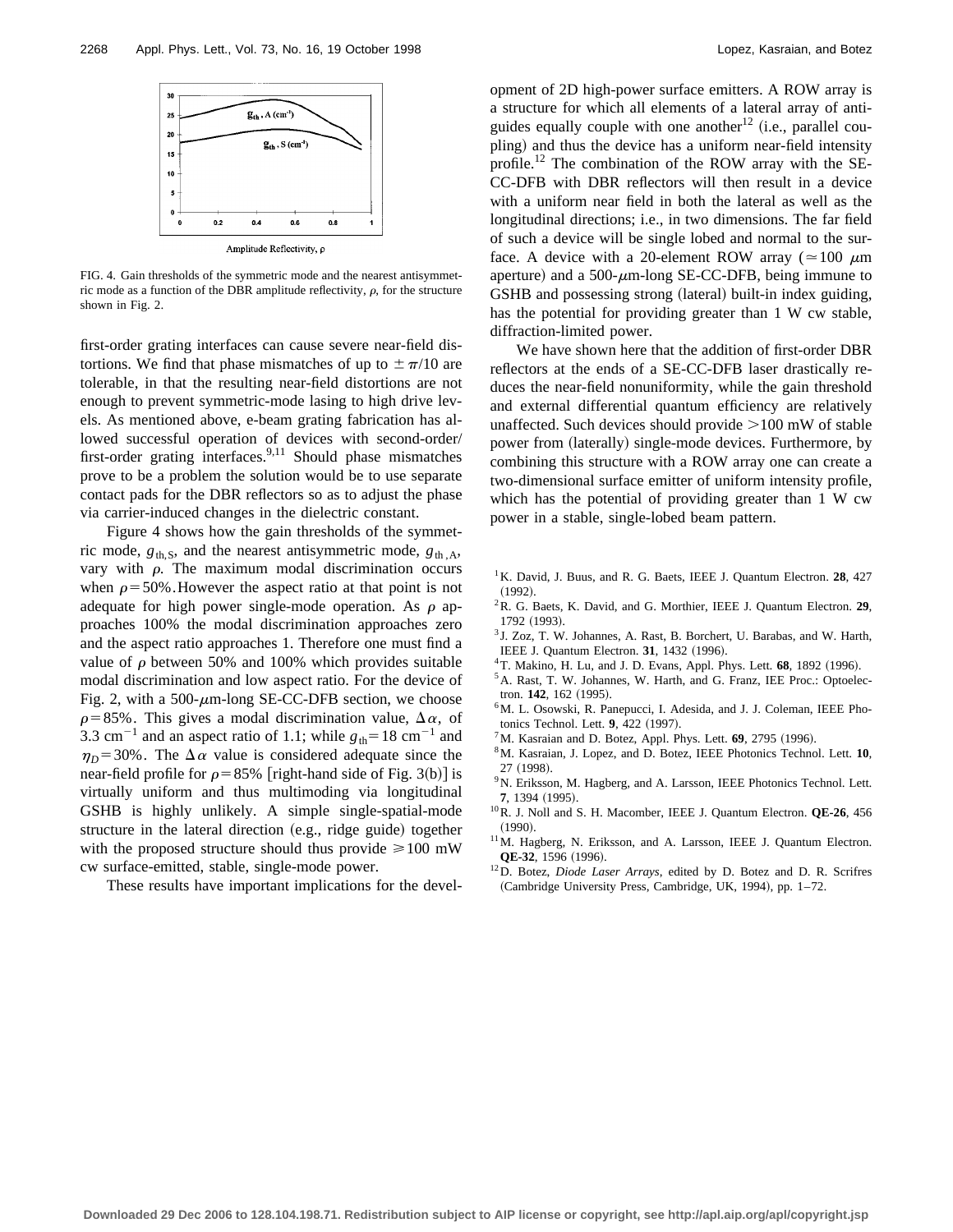30
25
20
15
10
5
0
0 0.2 0.4 0.6 0.8 1
$g_{th}$, A (cm$^{-1}$)
$g_{th}$, S (cm$^{-1}$)
Amplitude Reflectivity, ρ

FIG. 4. Gain thresholds of the symmetric mode and the nearest antisymmetric mode as a function of the DBR amplitude reflectivity, $\rho$, for the structure shown in Fig. 2.

first-order grating interfaces can cause severe near-field distortions. We find that phase mismatches of up to $\pm\pi/10$ are tolerable, in that the resulting near-field distortions are not enough to prevent symmetric-mode lasing to high drive levels. As mentioned above, e-beam grating fabrication has allowed successful operation of devices with second-order/first-order grating interfaces.[9,11] Should phase mismatches prove to be a problem the solution would be to use separate contact pads for the DBR reflectors so as to adjust the phase via carrier-induced changes in the dielectric constant.

Figure 4 shows how the gain thresholds of the symmetric mode, $g_{\mathrm{th,S}}$, and the nearest antisymmetric mode, $g_{\mathrm{th,A}}$, vary with $\rho$. The maximum modal discrimination occurs when $\rho=50\%$. However the aspect ratio at that point is not adequate for high power single-mode operation. As $\rho$ approaches 100% the modal discrimination approaches zero and the aspect ratio approaches 1. Therefore one must find a value of $\rho$ between 50% and 100% which provides suitable modal discrimination and low aspect ratio. For the device of Fig. 2, with a 500-$\mu$m-long SE-CC-DFB section, we choose $\rho=85\%$. This gives a modal discrimination value, $\Delta\alpha$, of 3.3 cm$^{-1}$ and an aspect ratio of 1.1; while $g_{\mathrm{th}}=18$ cm$^{-1}$ and $\eta_D=30\%$. The $\Delta\alpha$ value is considered adequate since the near-field profile for $\rho=85\%$ [right-hand side of Fig. 3(b)] is virtually uniform and thus multimoding via longitudinal GSHB is highly unlikely. A simple single-spatial-mode structure in the lateral direction (e.g., ridge guide) together with the proposed structure should thus provide $\geqslant$100 mW cw surface-emitted, stable, single-mode power.

These results have important implications for the development of 2D high-power surface emitters. A ROW array is a structure for which all elements of a lateral array of antiguides equally couple with one another[12] (i.e., parallel coupling) and thus the device has a uniform near-field intensity profile.[12] The combination of the ROW array with the SE-CC-DFB with DBR reflectors will then result in a device with a uniform near field in both the lateral as well as the longitudinal directions; i.e., in two dimensions. The far field of such a device will be single lobed and normal to the surface. A device with a 20-element ROW array ($\simeq$100 $\mu$m aperture) and a 500-$\mu$m-long SE-CC-DFB, being immune to GSHB and possessing strong (lateral) built-in index guiding, has the potential for providing greater than 1 W cw stable, diffraction-limited power.

We have shown here that the addition of first-order DBR reflectors at the ends of a SE-CC-DFB laser drastically reduces the near-field nonuniformity, while the gain threshold and external differential quantum efficiency are relatively unaffected. Such devices should provide >100 mW of stable power from (laterally) single-mode devices. Furthermore, by combining this structure with a ROW array one can create a two-dimensional surface emitter of uniform intensity profile, which has the potential of providing greater than 1 W cw power in a stable, single-lobed beam pattern.

[1] K. David, J. Buus, and R. G. Baets, IEEE J. Quantum Electron. **28**, 427 (1992).
[2] R. G. Baets, K. David, and G. Morthier, IEEE J. Quantum Electron. **29**, 1792 (1993).
[3] J. Zoz, T. W. Johannes, A. Rast, B. Borchert, U. Barabas, and W. Harth, IEEE J. Quantum Electron. **31**, 1432 (1996).
[4] T. Makino, H. Lu, and J. D. Evans, Appl. Phys. Lett. **68**, 1892 (1996).
[5] A. Rast, T. W. Johannes, W. Harth, and G. Franz, IEE Proc.: Optoelectron. **142**, 162 (1995).
[6] M. L. Osowski, R. Panepucci, I. Adesida, and J. J. Coleman, IEEE Photonics Technol. Lett. **9**, 422 (1997).
[7] M. Kasraian and D. Botez, Appl. Phys. Lett. **69**, 2795 (1996).
[8] M. Kasraian, J. Lopez, and D. Botez, IEEE Photonics Technol. Lett. **10**, 27 (1998).
[9] N. Eriksson, M. Hagberg, and A. Larsson, IEEE Photonics Technol. Lett. **7**, 1394 (1995).
[10] R. J. Noll and S. H. Macomber, IEEE J. Quantum Electron. **QE-26**, 456 (1990).
[11] M. Hagberg, N. Eriksson, and A. Larsson, IEEE J. Quantum Electron. **QE-32**, 1596 (1996).
[12] D. Botez, *Diode Laser Arrays*, edited by D. Botez and D. R. Scrifres (Cambridge University Press, Cambridge, UK, 1994), pp. 1–72.